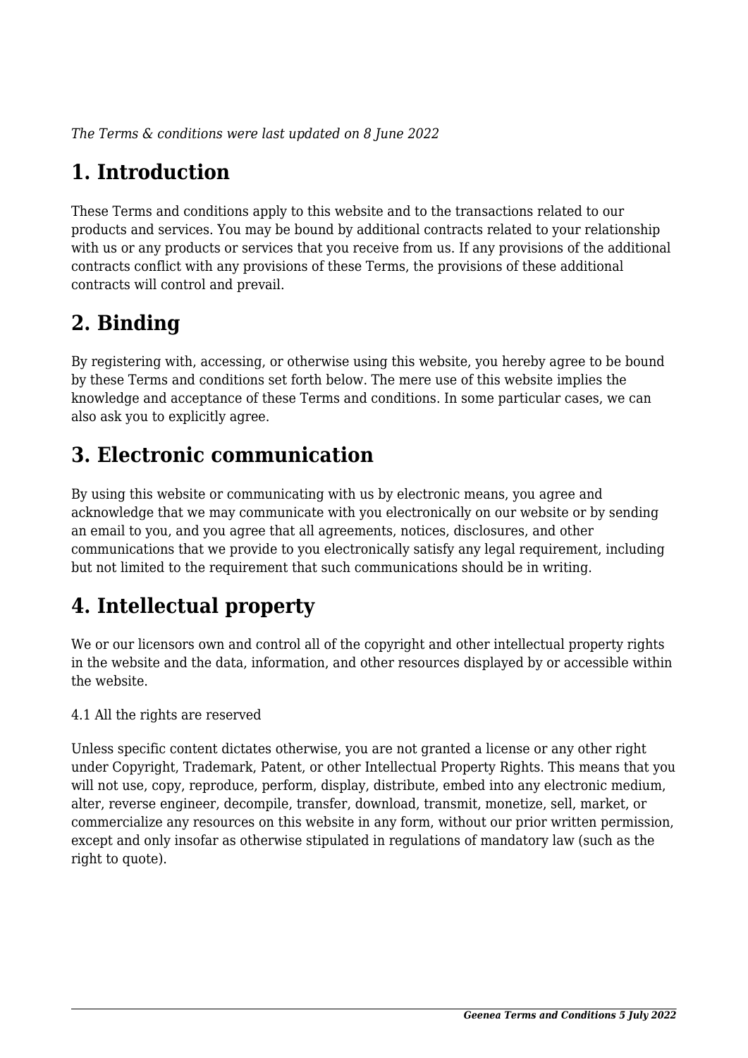*The Terms & conditions were last updated on 8 June 2022*

# 1. Introduction

These Terms and conditions apply to this website and to the transactions related to our products and services. You may be bound by additional contracts related to your relationship with us or any products or services that you receive from us. If any provisions of the additional contracts conflict with any provisions of these Terms, the provisions of these additional contracts will control and prevail.

# 2. Binding

By registering with, accessing, or otherwise using this website, you hereby agree to be bound by these Terms and conditions set forth below. The mere use of this website implies the knowledge and acceptance of these Terms and conditions. In some particular cases, we can also ask you to explicitly agree.

# 3. Electronic communication

By using this website or communicating with us by electronic means, you agree and acknowledge that we may communicate with you electronically on our website or by sending an email to you, and you agree that all agreements, notices, disclosures, and other communications that we provide to you electronically satisfy any legal requirement, including but not limited to the requirement that such communications should be in writing.

# 4. Intellectual property

We or our licensors own and control all of the copyright and other intellectual property rights in the website and the data, information, and other resources displayed by or accessible within the website.

4.1 All the rights are reserved

Unless specific content dictates otherwise, you are not granted a license or any other right under Copyright, Trademark, Patent, or other Intellectual Property Rights. This means that you will not use, copy, reproduce, perform, display, distribute, embed into any electronic medium, alter, reverse engineer, decompile, transfer, download, transmit, monetize, sell, market, or commercialize any resources on this website in any form, without our prior written permission, except and only insofar as otherwise stipulated in regulations of mandatory law (such as the right to quote).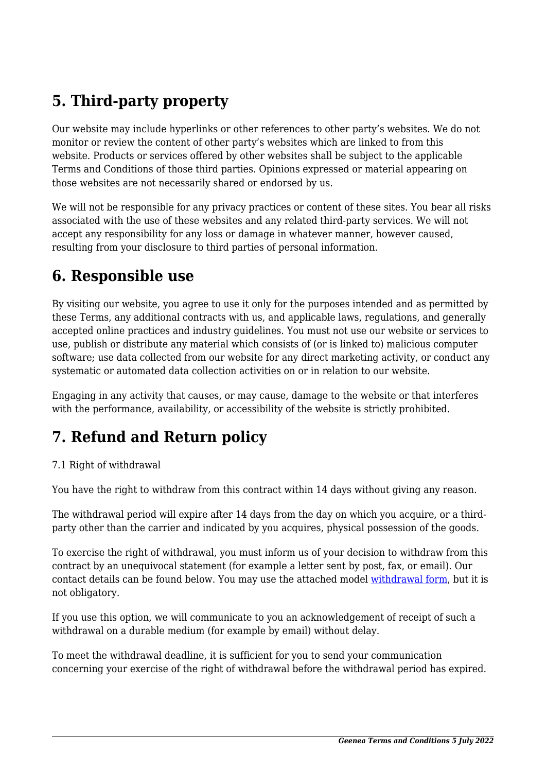## 5. Third-party property

Our website may include hyperlinks or other references to other party's websites. We do not monitor or review the content of other party's websites which are linked to from this website. Products or services offered by other websites shall be subject to the applicable Terms and Conditions of those third parties. Opinions expressed or material appearing on those websites are not necessarily shared or endorsed by us.

We will not be responsible for any privacy practices or content of these sites. You bear all risks associated with the use of these websites and any related third-party services. We will not accept any responsibility for any loss or damage in whatever manner, however caused, resulting from your disclosure to third parties of personal information.

## 6. Responsible use

By visiting our website, you agree to use it only for the purposes intended and as permitted by these Terms, any additional contracts with us, and applicable laws, regulations, and generally accepted online practices and industry guidelines. You must not use our website or services to use, publish or distribute any material which consists of (or is linked to) malicious computer software; use data collected from our website for any direct marketing activity, or conduct any systematic or automated data collection activities on or in relation to our website.

Engaging in any activity that causes, or may cause, damage to the website or that interferes with the performance, availability, or accessibility of the website is strictly prohibited.

## 7. Refund and Return policy

7.1 Right of withdrawal

You have the right to withdraw from this contract within 14 days without giving any reason.

The withdrawal period will expire after 14 days from the day on which you acquire, or a third-party other than the carrier and indicated by you acquires, physical possession of the goods.

To exercise the right of withdrawal, you must inform us of your decision to withdraw from this contract by an unequivocal statement (for example a letter sent by post, fax, or email). Our contact details can be found below. You may use the attached model [withdrawal form](), but it is not obligatory.

If you use this option, we will communicate to you an acknowledgement of receipt of such a withdrawal on a durable medium (for example by email) without delay.

To meet the withdrawal deadline, it is sufficient for you to send your communication concerning your exercise of the right of withdrawal before the withdrawal period has expired.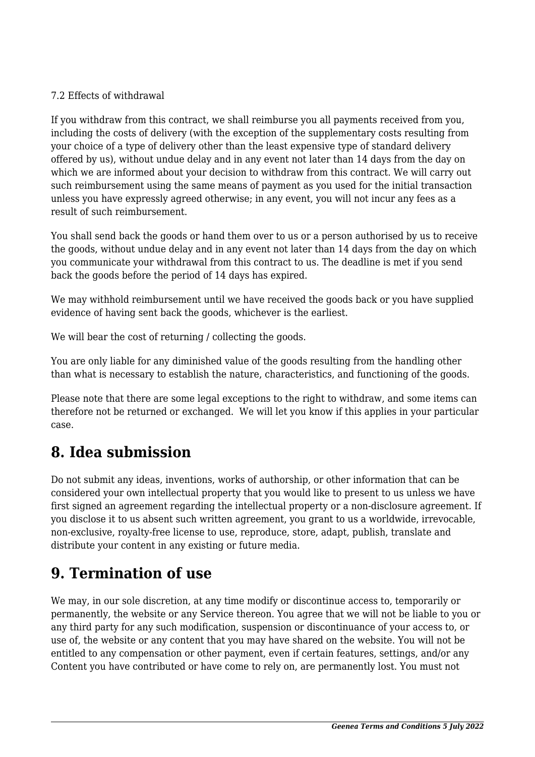### 7.2 Effects of withdrawal

If you withdraw from this contract, we shall reimburse you all payments received from you, including the costs of delivery (with the exception of the supplementary costs resulting from your choice of a type of delivery other than the least expensive type of standard delivery offered by us), without undue delay and in any event not later than 14 days from the day on which we are informed about your decision to withdraw from this contract. We will carry out such reimbursement using the same means of payment as you used for the initial transaction unless you have expressly agreed otherwise; in any event, you will not incur any fees as a result of such reimbursement.

You shall send back the goods or hand them over to us or a person authorised by us to receive the goods, without undue delay and in any event not later than 14 days from the day on which you communicate your withdrawal from this contract to us. The deadline is met if you send back the goods before the period of 14 days has expired.

We may withhold reimbursement until we have received the goods back or you have supplied evidence of having sent back the goods, whichever is the earliest.

We will bear the cost of returning / collecting the goods.

You are only liable for any diminished value of the goods resulting from the handling other than what is necessary to establish the nature, characteristics, and functioning of the goods.

Please note that there are some legal exceptions to the right to withdraw, and some items can therefore not be returned or exchanged.  We will let you know if this applies in your particular case.

## 8. Idea submission

Do not submit any ideas, inventions, works of authorship, or other information that can be considered your own intellectual property that you would like to present to us unless we have first signed an agreement regarding the intellectual property or a non-disclosure agreement. If you disclose it to us absent such written agreement, you grant to us a worldwide, irrevocable, non-exclusive, royalty-free license to use, reproduce, store, adapt, publish, translate and distribute your content in any existing or future media.

## 9. Termination of use

We may, in our sole discretion, at any time modify or discontinue access to, temporarily or permanently, the website or any Service thereon. You agree that we will not be liable to you or any third party for any such modification, suspension or discontinuance of your access to, or use of, the website or any content that you may have shared on the website. You will not be entitled to any compensation or other payment, even if certain features, settings, and/or any Content you have contributed or have come to rely on, are permanently lost. You must not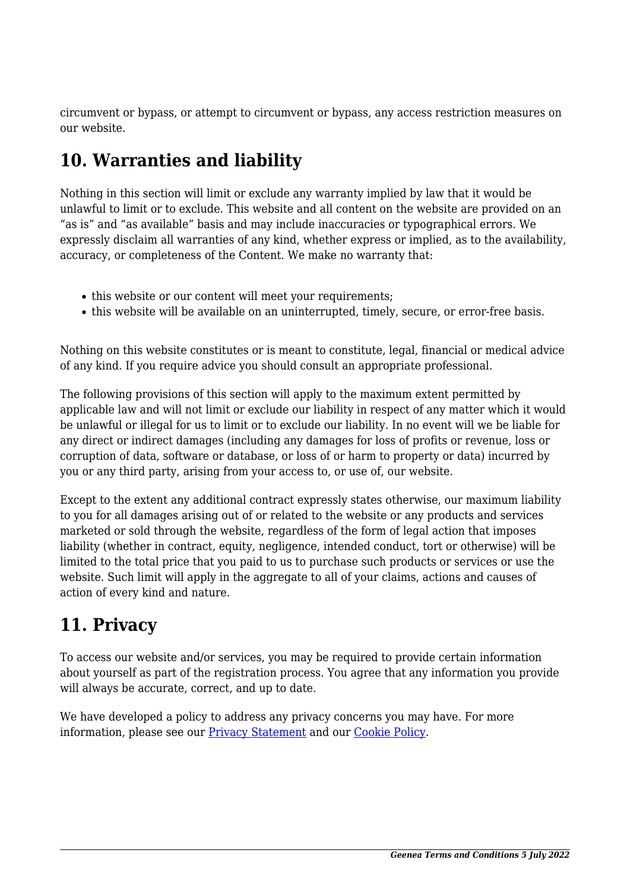circumvent or bypass, or attempt to circumvent or bypass, any access restriction measures on our website.

## 10. Warranties and liability

Nothing in this section will limit or exclude any warranty implied by law that it would be unlawful to limit or to exclude. This website and all content on the website are provided on an "as is" and "as available" basis and may include inaccuracies or typographical errors. We expressly disclaim all warranties of any kind, whether express or implied, as to the availability, accuracy, or completeness of the Content. We make no warranty that:

- this website or our content will meet your requirements;
- this website will be available on an uninterrupted, timely, secure, or error-free basis.

Nothing on this website constitutes or is meant to constitute, legal, financial or medical advice of any kind. If you require advice you should consult an appropriate professional.

The following provisions of this section will apply to the maximum extent permitted by applicable law and will not limit or exclude our liability in respect of any matter which it would be unlawful or illegal for us to limit or to exclude our liability. In no event will we be liable for any direct or indirect damages (including any damages for loss of profits or revenue, loss or corruption of data, software or database, or loss of or harm to property or data) incurred by you or any third party, arising from your access to, or use of, our website.

Except to the extent any additional contract expressly states otherwise, our maximum liability to you for all damages arising out of or related to the website or any products and services marketed or sold through the website, regardless of the form of legal action that imposes liability (whether in contract, equity, negligence, intended conduct, tort or otherwise) will be limited to the total price that you paid to us to purchase such products or services or use the website. Such limit will apply in the aggregate to all of your claims, actions and causes of action of every kind and nature.

## 11. Privacy

To access our website and/or services, you may be required to provide certain information about yourself as part of the registration process. You agree that any information you provide will always be accurate, correct, and up to date.

We have developed a policy to address any privacy concerns you may have. For more information, please see our [Privacy Statement] and our [Cookie Policy].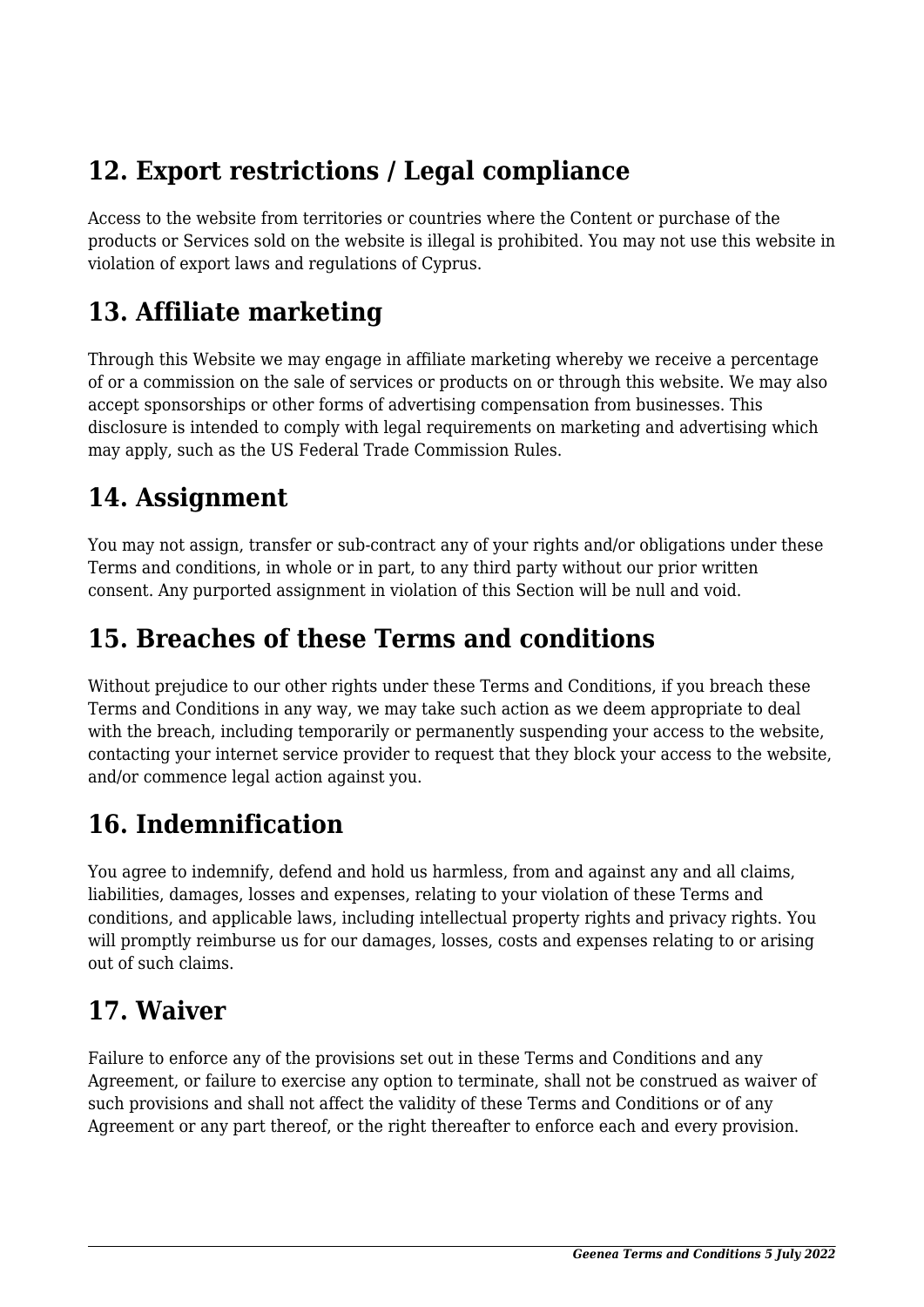## 12. Export restrictions / Legal compliance

Access to the website from territories or countries where the Content or purchase of the products or Services sold on the website is illegal is prohibited. You may not use this website in violation of export laws and regulations of Cyprus.

## 13. Affiliate marketing

Through this Website we may engage in affiliate marketing whereby we receive a percentage of or a commission on the sale of services or products on or through this website. We may also accept sponsorships or other forms of advertising compensation from businesses. This disclosure is intended to comply with legal requirements on marketing and advertising which may apply, such as the US Federal Trade Commission Rules.

## 14. Assignment

You may not assign, transfer or sub-contract any of your rights and/or obligations under these Terms and conditions, in whole or in part, to any third party without our prior written consent. Any purported assignment in violation of this Section will be null and void.

## 15. Breaches of these Terms and conditions

Without prejudice to our other rights under these Terms and Conditions, if you breach these Terms and Conditions in any way, we may take such action as we deem appropriate to deal with the breach, including temporarily or permanently suspending your access to the website, contacting your internet service provider to request that they block your access to the website, and/or commence legal action against you.

## 16. Indemnification

You agree to indemnify, defend and hold us harmless, from and against any and all claims, liabilities, damages, losses and expenses, relating to your violation of these Terms and conditions, and applicable laws, including intellectual property rights and privacy rights. You will promptly reimburse us for our damages, losses, costs and expenses relating to or arising out of such claims.

## 17. Waiver

Failure to enforce any of the provisions set out in these Terms and Conditions and any Agreement, or failure to exercise any option to terminate, shall not be construed as waiver of such provisions and shall not affect the validity of these Terms and Conditions or of any Agreement or any part thereof, or the right thereafter to enforce each and every provision.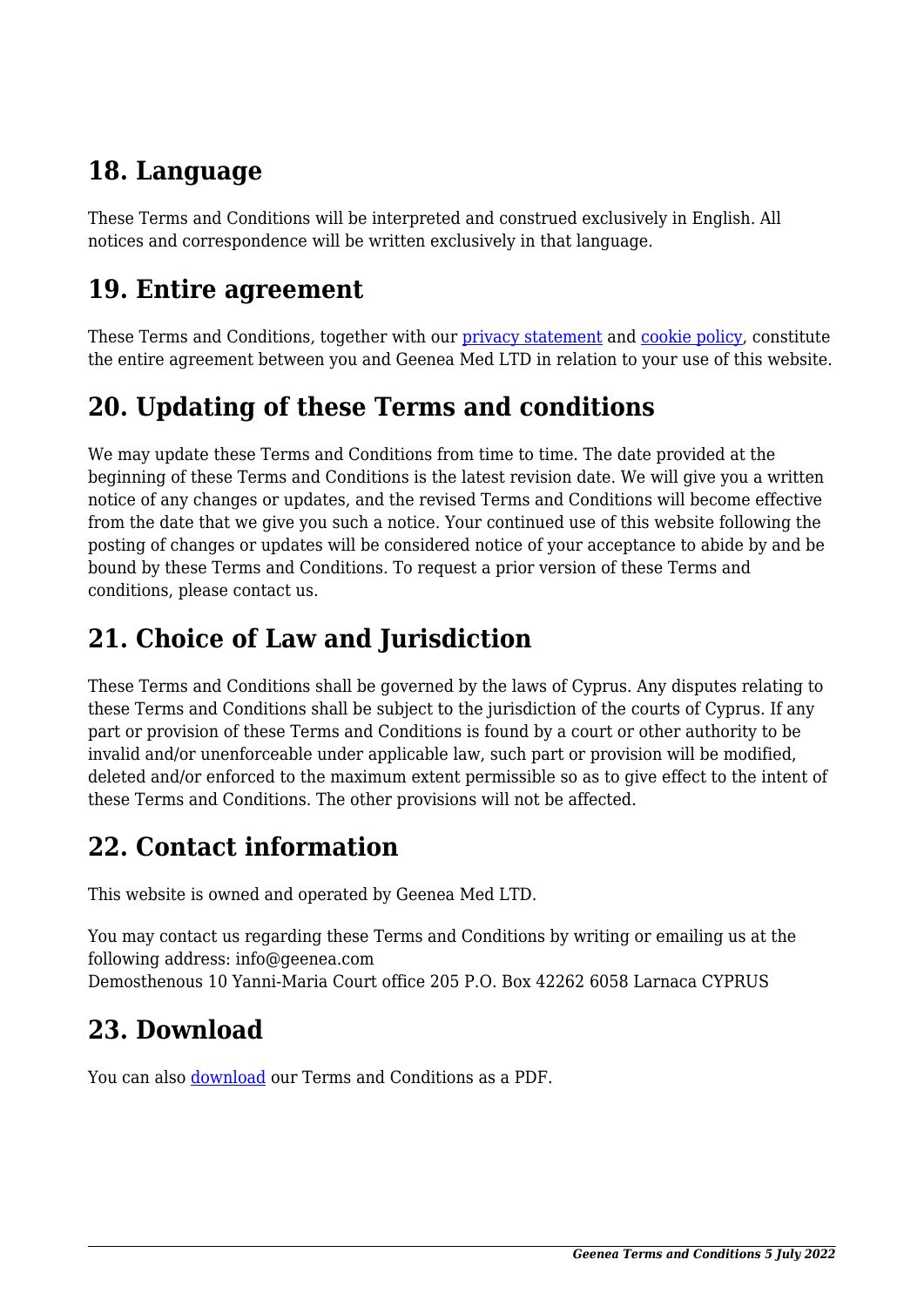## 18. Language

These Terms and Conditions will be interpreted and construed exclusively in English. All notices and correspondence will be written exclusively in that language.

## 19. Entire agreement

These Terms and Conditions, together with our privacy statement and cookie policy, constitute the entire agreement between you and Geenea Med LTD in relation to your use of this website.

## 20. Updating of these Terms and conditions

We may update these Terms and Conditions from time to time. The date provided at the beginning of these Terms and Conditions is the latest revision date. We will give you a written notice of any changes or updates, and the revised Terms and Conditions will become effective from the date that we give you such a notice. Your continued use of this website following the posting of changes or updates will be considered notice of your acceptance to abide by and be bound by these Terms and Conditions. To request a prior version of these Terms and conditions, please contact us.

## 21. Choice of Law and Jurisdiction

These Terms and Conditions shall be governed by the laws of Cyprus. Any disputes relating to these Terms and Conditions shall be subject to the jurisdiction of the courts of Cyprus. If any part or provision of these Terms and Conditions is found by a court or other authority to be invalid and/or unenforceable under applicable law, such part or provision will be modified, deleted and/or enforced to the maximum extent permissible so as to give effect to the intent of these Terms and Conditions. The other provisions will not be affected.

## 22. Contact information

This website is owned and operated by Geenea Med LTD.

You may contact us regarding these Terms and Conditions by writing or emailing us at the following address: info@geenea.com
Demosthenous 10 Yanni-Maria Court office 205 P.O. Box 42262 6058 Larnaca CYPRUS

## 23. Download

You can also download our Terms and Conditions as a PDF.